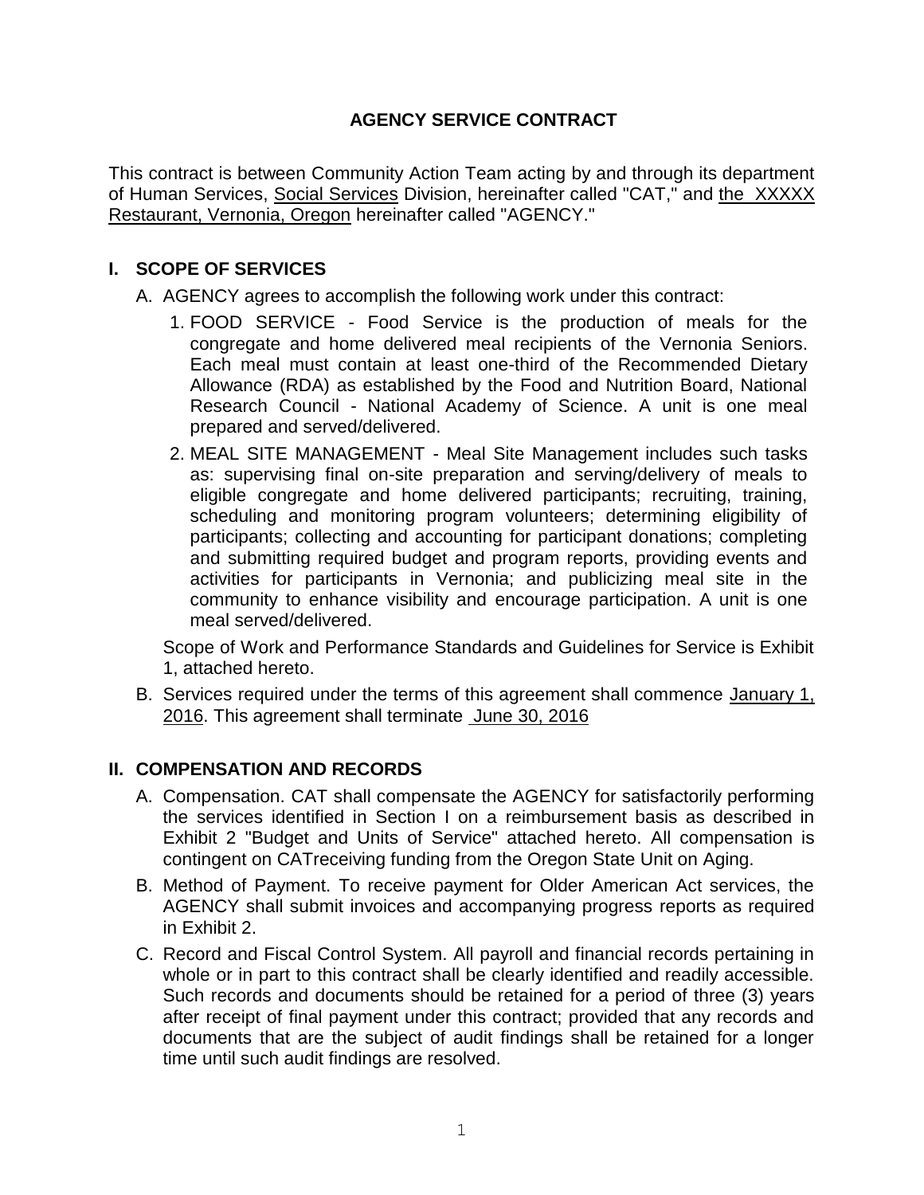# AGENCY SERVICE CONTRACT

This contract is between Community Action Team acting by and through its department of Human Services, Social Services Division, hereinafter called "CAT," and the XXXXX Restaurant, Vernonia, Oregon hereinafter called "AGENCY."

## I. SCOPE OF SERVICES

A. AGENCY agrees to accomplish the following work under this contract:

1. FOOD SERVICE - Food Service is the production of meals for the congregate and home delivered meal recipients of the Vernonia Seniors. Each meal must contain at least one-third of the Recommended Dietary Allowance (RDA) as established by the Food and Nutrition Board, National Research Council - National Academy of Science. A unit is one meal prepared and served/delivered.
2. MEAL SITE MANAGEMENT - Meal Site Management includes such tasks as: supervising final on-site preparation and serving/delivery of meals to eligible congregate and home delivered participants; recruiting, training, scheduling and monitoring program volunteers; determining eligibility of participants; collecting and accounting for participant donations; completing and submitting required budget and program reports, providing events and activities for participants in Vernonia; and publicizing meal site in the community to enhance visibility and encourage participation. A unit is one meal served/delivered.

Scope of Work and Performance Standards and Guidelines for Service is Exhibit 1, attached hereto.

B. Services required under the terms of this agreement shall commence January 1, 2016. This agreement shall terminate June 30, 2016

## II. COMPENSATION AND RECORDS

A. Compensation. CAT shall compensate the AGENCY for satisfactorily performing the services identified in Section I on a reimbursement basis as described in Exhibit 2 "Budget and Units of Service" attached hereto. All compensation is contingent on CATreceiving funding from the Oregon State Unit on Aging.

B. Method of Payment. To receive payment for Older American Act services, the AGENCY shall submit invoices and accompanying progress reports as required in Exhibit 2.

C. Record and Fiscal Control System. All payroll and financial records pertaining in whole or in part to this contract shall be clearly identified and readily accessible. Such records and documents should be retained for a period of three (3) years after receipt of final payment under this contract; provided that any records and documents that are the subject of audit findings shall be retained for a longer time until such audit findings are resolved.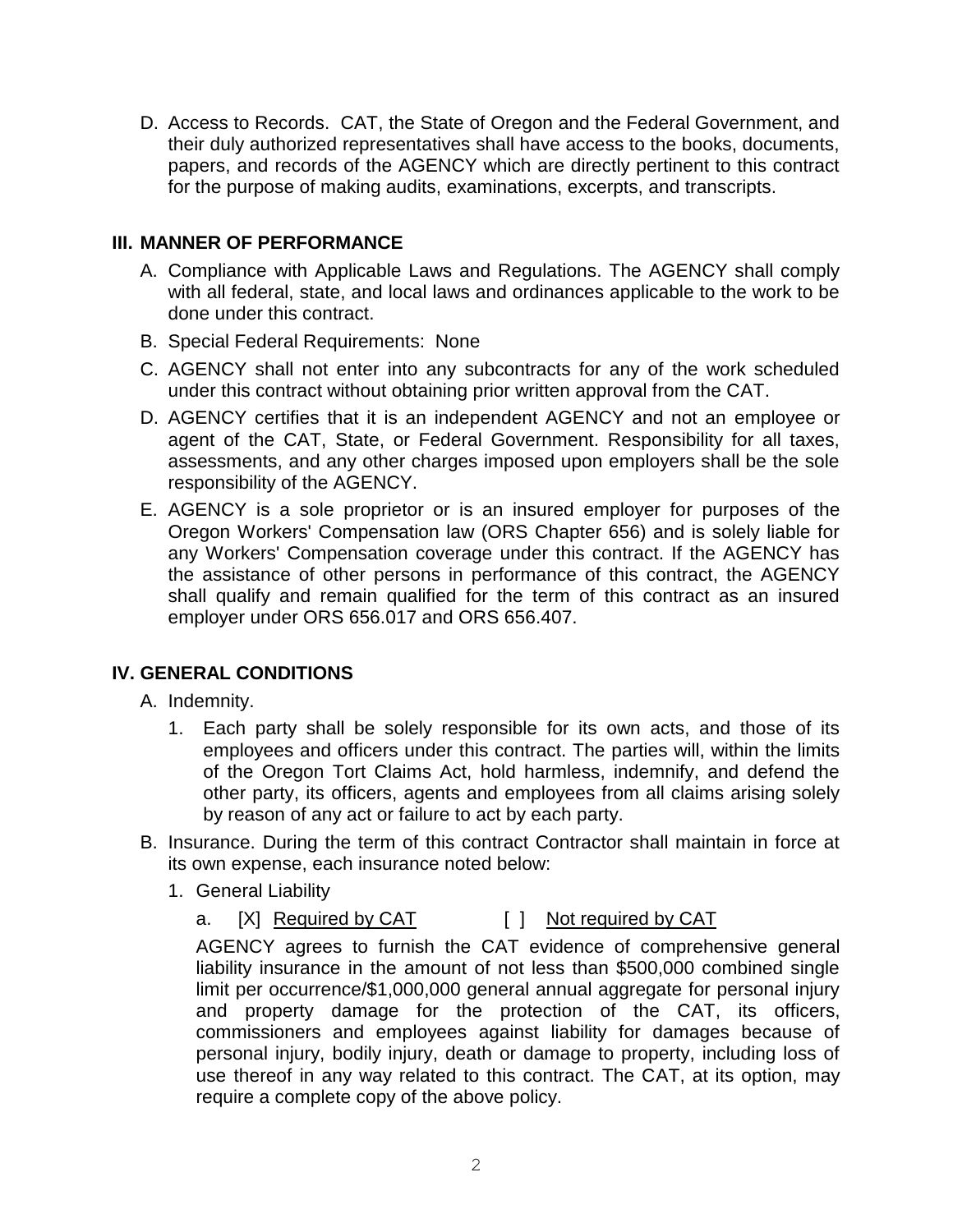D. Access to Records. CAT, the State of Oregon and the Federal Government, and their duly authorized representatives shall have access to the books, documents, papers, and records of the AGENCY which are directly pertinent to this contract for the purpose of making audits, examinations, excerpts, and transcripts.

## III. MANNER OF PERFORMANCE

A. Compliance with Applicable Laws and Regulations. The AGENCY shall comply with all federal, state, and local laws and ordinances applicable to the work to be done under this contract.

B. Special Federal Requirements: None

C. AGENCY shall not enter into any subcontracts for any of the work scheduled under this contract without obtaining prior written approval from the CAT.

D. AGENCY certifies that it is an independent AGENCY and not an employee or agent of the CAT, State, or Federal Government. Responsibility for all taxes, assessments, and any other charges imposed upon employers shall be the sole responsibility of the AGENCY.

E. AGENCY is a sole proprietor or is an insured employer for purposes of the Oregon Workers' Compensation law (ORS Chapter 656) and is solely liable for any Workers' Compensation coverage under this contract. If the AGENCY has the assistance of other persons in performance of this contract, the AGENCY shall qualify and remain qualified for the term of this contract as an insured employer under ORS 656.017 and ORS 656.407.

## IV. GENERAL CONDITIONS

A. Indemnity.

1. Each party shall be solely responsible for its own acts, and those of its employees and officers under this contract. The parties will, within the limits of the Oregon Tort Claims Act, hold harmless, indemnify, and defend the other party, its officers, agents and employees from all claims arising solely by reason of any act or failure to act by each party.

B. Insurance. During the term of this contract Contractor shall maintain in force at its own expense, each insurance noted below:

1. General Liability

   a. [X] <u>Required by CAT</u> [ ] <u>Not required by CAT</u>

   AGENCY agrees to furnish the CAT evidence of comprehensive general liability insurance in the amount of not less than $500,000 combined single limit per occurrence/$1,000,000 general annual aggregate for personal injury and property damage for the protection of the CAT, its officers, commissioners and employees against liability for damages because of personal injury, bodily injury, death or damage to property, including loss of use thereof in any way related to this contract. The CAT, at its option, may require a complete copy of the above policy.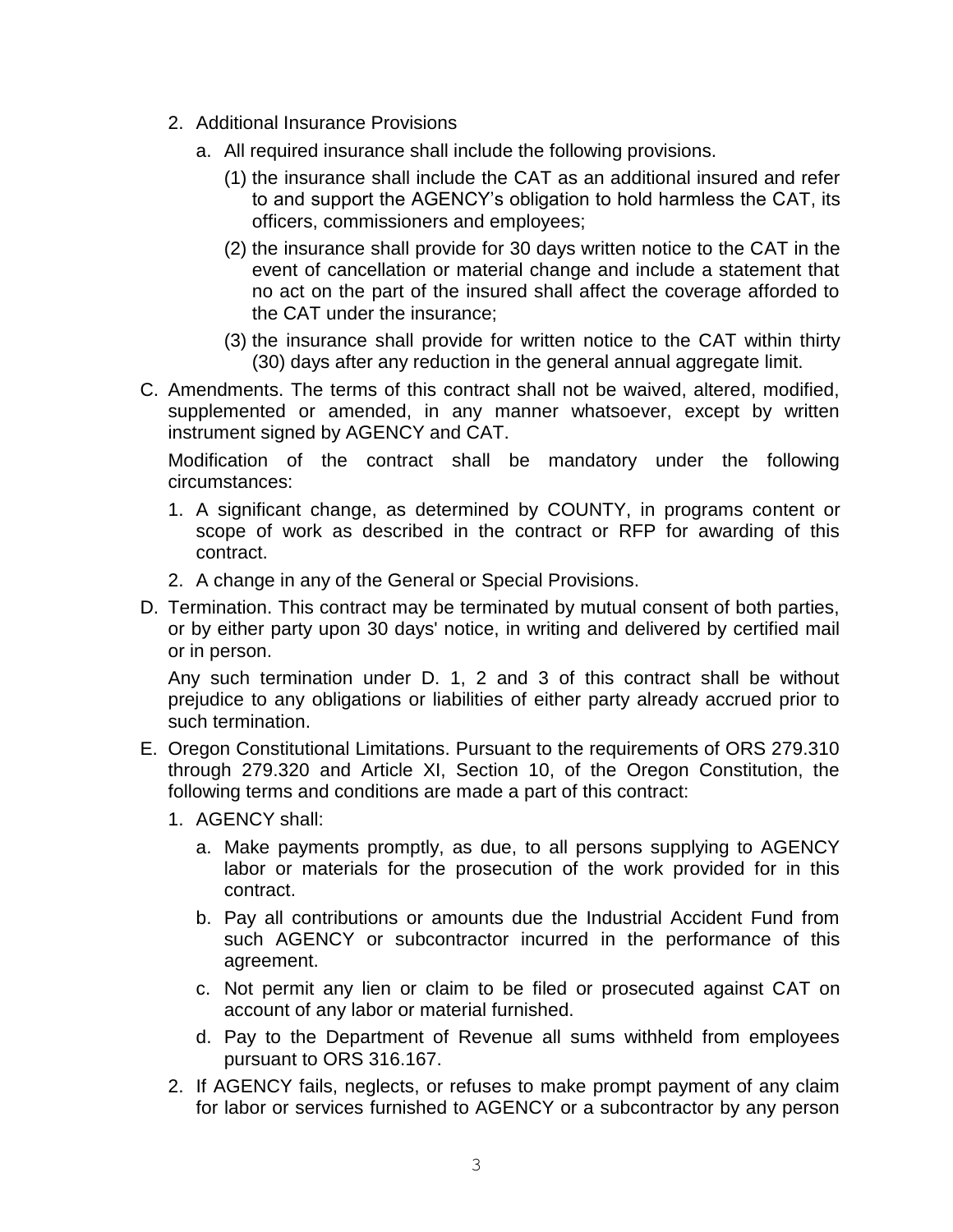2. Additional Insurance Provisions

   a. All required insurance shall include the following provisions.

      (1) the insurance shall include the CAT as an additional insured and refer to and support the AGENCY's obligation to hold harmless the CAT, its officers, commissioners and employees;

      (2) the insurance shall provide for 30 days written notice to the CAT in the event of cancellation or material change and include a statement that no act on the part of the insured shall affect the coverage afforded to the CAT under the insurance;

      (3) the insurance shall provide for written notice to the CAT within thirty (30) days after any reduction in the general annual aggregate limit.

C. Amendments. The terms of this contract shall not be waived, altered, modified, supplemented or amended, in any manner whatsoever, except by written instrument signed by AGENCY and CAT.

   Modification of the contract shall be mandatory under the following circumstances:

   1. A significant change, as determined by COUNTY, in programs content or scope of work as described in the contract or RFP for awarding of this contract.
   2. A change in any of the General or Special Provisions.

D. Termination. This contract may be terminated by mutual consent of both parties, or by either party upon 30 days' notice, in writing and delivered by certified mail or in person.

   Any such termination under D. 1, 2 and 3 of this contract shall be without prejudice to any obligations or liabilities of either party already accrued prior to such termination.

E. Oregon Constitutional Limitations. Pursuant to the requirements of ORS 279.310 through 279.320 and Article XI, Section 10, of the Oregon Constitution, the following terms and conditions are made a part of this contract:

   1. AGENCY shall:

      a. Make payments promptly, as due, to all persons supplying to AGENCY labor or materials for the prosecution of the work provided for in this contract.

      b. Pay all contributions or amounts due the Industrial Accident Fund from such AGENCY or subcontractor incurred in the performance of this agreement.

      c. Not permit any lien or claim to be filed or prosecuted against CAT on account of any labor or material furnished.

      d. Pay to the Department of Revenue all sums withheld from employees pursuant to ORS 316.167.

   2. If AGENCY fails, neglects, or refuses to make prompt payment of any claim for labor or services furnished to AGENCY or a subcontractor by any person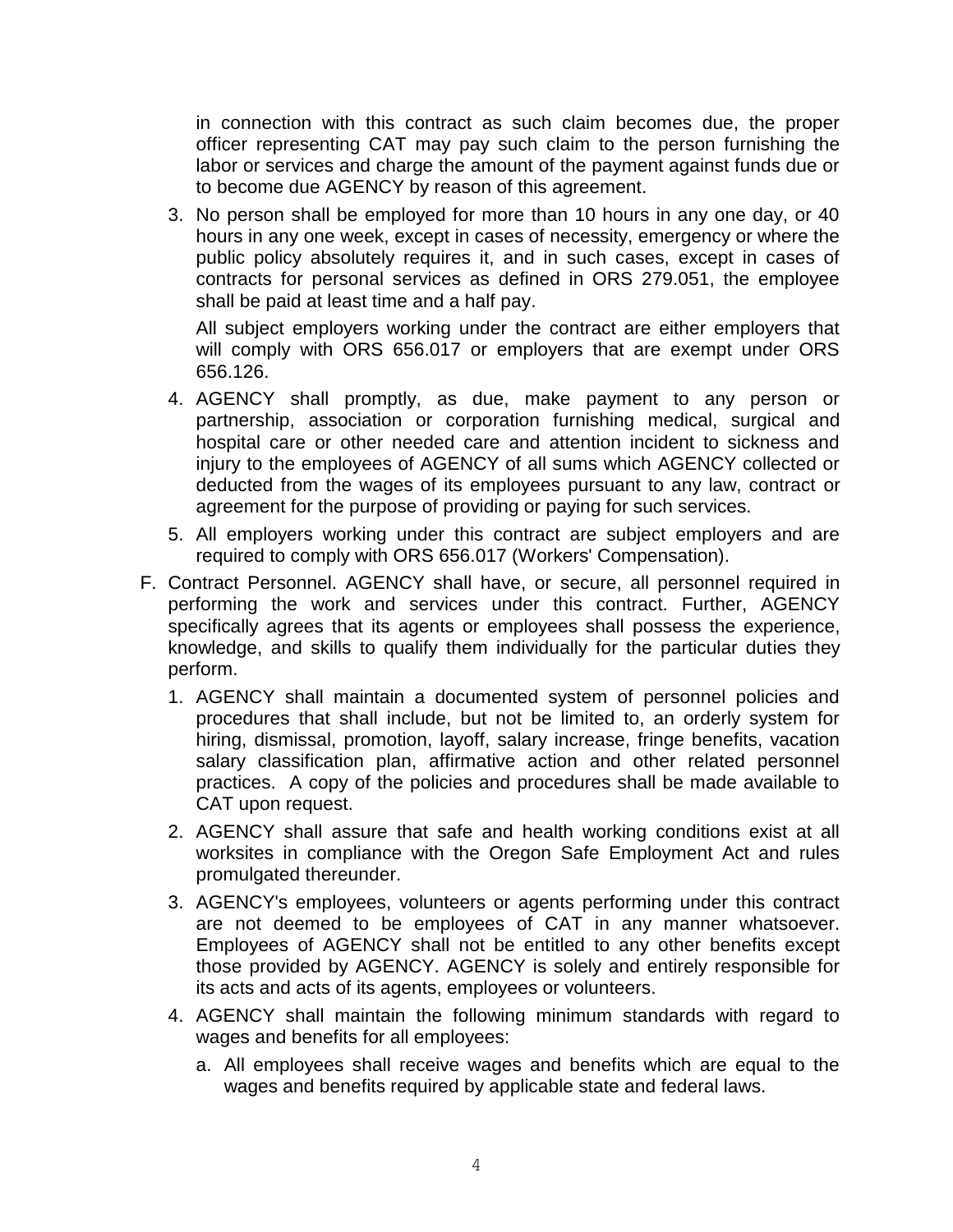in connection with this contract as such claim becomes due, the proper officer representing CAT may pay such claim to the person furnishing the labor or services and charge the amount of the payment against funds due or to become due AGENCY by reason of this agreement.

3. No person shall be employed for more than 10 hours in any one day, or 40 hours in any one week, except in cases of necessity, emergency or where the public policy absolutely requires it, and in such cases, except in cases of contracts for personal services as defined in ORS 279.051, the employee shall be paid at least time and a half pay.

   All subject employers working under the contract are either employers that will comply with ORS 656.017 or employers that are exempt under ORS 656.126.

4. AGENCY shall promptly, as due, make payment to any person or partnership, association or corporation furnishing medical, surgical and hospital care or other needed care and attention incident to sickness and injury to the employees of AGENCY of all sums which AGENCY collected or deducted from the wages of its employees pursuant to any law, contract or agreement for the purpose of providing or paying for such services.

5. All employers working under this contract are subject employers and are required to comply with ORS 656.017 (Workers' Compensation).

F. Contract Personnel. AGENCY shall have, or secure, all personnel required in performing the work and services under this contract. Further, AGENCY specifically agrees that its agents or employees shall possess the experience, knowledge, and skills to qualify them individually for the particular duties they perform.

   1. AGENCY shall maintain a documented system of personnel policies and procedures that shall include, but not be limited to, an orderly system for hiring, dismissal, promotion, layoff, salary increase, fringe benefits, vacation salary classification plan, affirmative action and other related personnel practices. A copy of the policies and procedures shall be made available to CAT upon request.

   2. AGENCY shall assure that safe and health working conditions exist at all worksites in compliance with the Oregon Safe Employment Act and rules promulgated thereunder.

   3. AGENCY's employees, volunteers or agents performing under this contract are not deemed to be employees of CAT in any manner whatsoever. Employees of AGENCY shall not be entitled to any other benefits except those provided by AGENCY. AGENCY is solely and entirely responsible for its acts and acts of its agents, employees or volunteers.

   4. AGENCY shall maintain the following minimum standards with regard to wages and benefits for all employees:

      a. All employees shall receive wages and benefits which are equal to the wages and benefits required by applicable state and federal laws.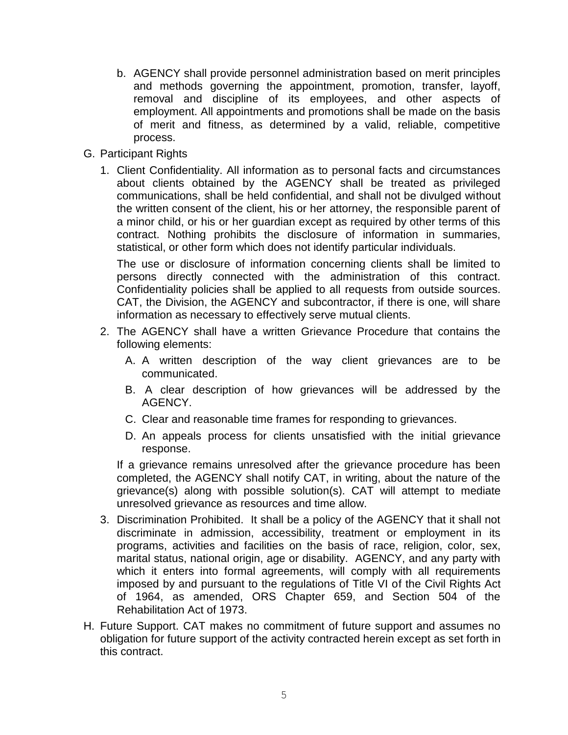b. AGENCY shall provide personnel administration based on merit principles and methods governing the appointment, promotion, transfer, layoff, removal and discipline of its employees, and other aspects of employment. All appointments and promotions shall be made on the basis of merit and fitness, as determined by a valid, reliable, competitive process.

G. Participant Rights

1. Client Confidentiality. All information as to personal facts and circumstances about clients obtained by the AGENCY shall be treated as privileged communications, shall be held confidential, and shall not be divulged without the written consent of the client, his or her attorney, the responsible parent of a minor child, or his or her guardian except as required by other terms of this contract. Nothing prohibits the disclosure of information in summaries, statistical, or other form which does not identify particular individuals.

   The use or disclosure of information concerning clients shall be limited to persons directly connected with the administration of this contract. Confidentiality policies shall be applied to all requests from outside sources. CAT, the Division, the AGENCY and subcontractor, if there is one, will share information as necessary to effectively serve mutual clients.

2. The AGENCY shall have a written Grievance Procedure that contains the following elements:

   A. A written description of the way client grievances are to be communicated.

   B. A clear description of how grievances will be addressed by the AGENCY.

   C. Clear and reasonable time frames for responding to grievances.

   D. An appeals process for clients unsatisfied with the initial grievance response.

   If a grievance remains unresolved after the grievance procedure has been completed, the AGENCY shall notify CAT, in writing, about the nature of the grievance(s) along with possible solution(s). CAT will attempt to mediate unresolved grievance as resources and time allow.

3. Discrimination Prohibited. It shall be a policy of the AGENCY that it shall not discriminate in admission, accessibility, treatment or employment in its programs, activities and facilities on the basis of race, religion, color, sex, marital status, national origin, age or disability. AGENCY, and any party with which it enters into formal agreements, will comply with all requirements imposed by and pursuant to the regulations of Title VI of the Civil Rights Act of 1964, as amended, ORS Chapter 659, and Section 504 of the Rehabilitation Act of 1973.

H. Future Support. CAT makes no commitment of future support and assumes no obligation for future support of the activity contracted herein except as set forth in this contract.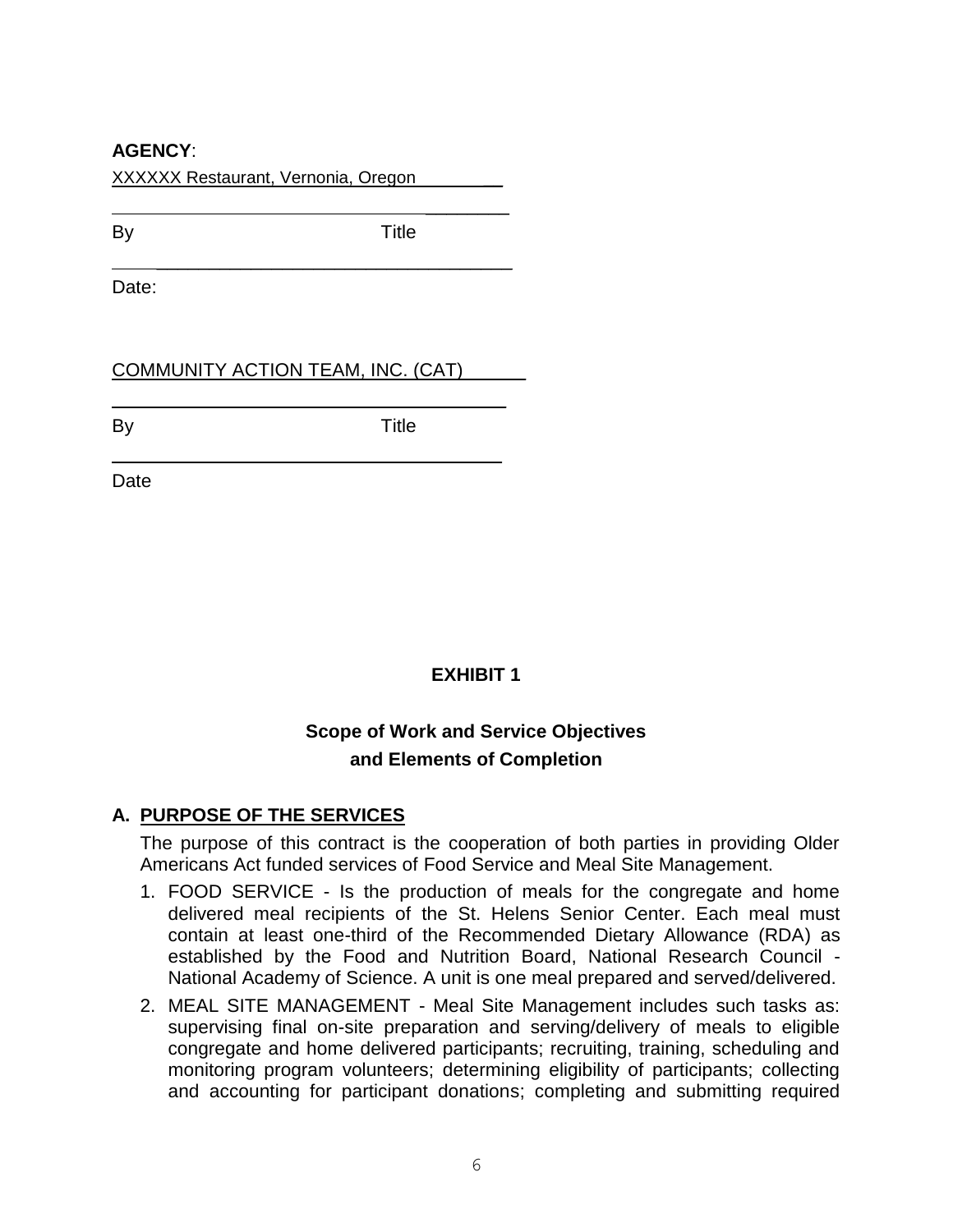**AGENCY**:

XXXXXX Restaurant, Vernonia, Oregon

By Title

Date:

COMMUNITY ACTION TEAM, INC. (CAT)

By Title

Date

**EXHIBIT 1**

**Scope of Work and Service Objectives and Elements of Completion**

## A. PURPOSE OF THE SERVICES

The purpose of this contract is the cooperation of both parties in providing Older Americans Act funded services of Food Service and Meal Site Management.

1. FOOD SERVICE - Is the production of meals for the congregate and home delivered meal recipients of the St. Helens Senior Center. Each meal must contain at least one-third of the Recommended Dietary Allowance (RDA) as established by the Food and Nutrition Board, National Research Council - National Academy of Science. A unit is one meal prepared and served/delivered.
2. MEAL SITE MANAGEMENT - Meal Site Management includes such tasks as: supervising final on-site preparation and serving/delivery of meals to eligible congregate and home delivered participants; recruiting, training, scheduling and monitoring program volunteers; determining eligibility of participants; collecting and accounting for participant donations; completing and submitting required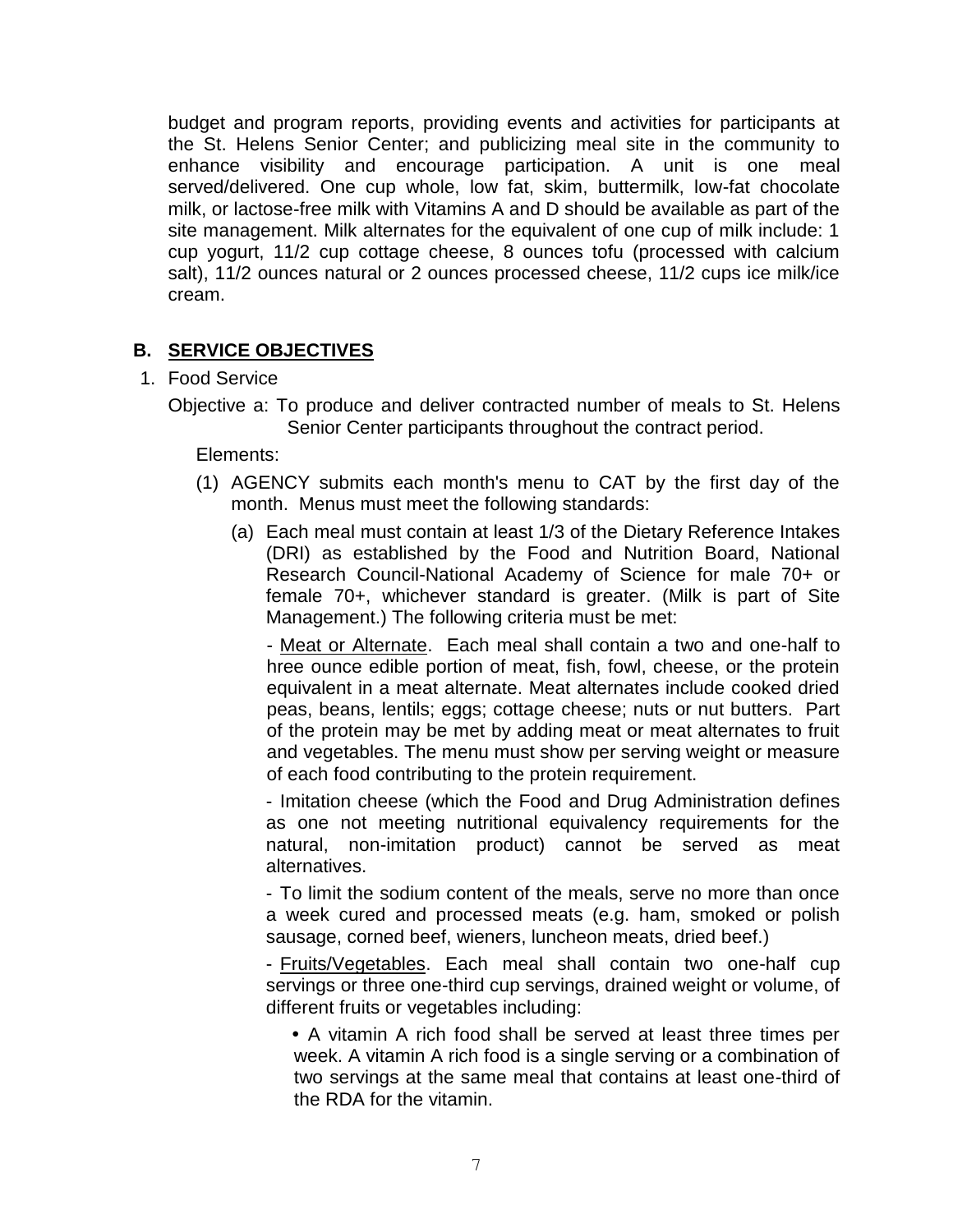budget and program reports, providing events and activities for participants at the St. Helens Senior Center; and publicizing meal site in the community to enhance visibility and encourage participation. A unit is one meal served/delivered. One cup whole, low fat, skim, buttermilk, low-fat chocolate milk, or lactose-free milk with Vitamins A and D should be available as part of the site management. Milk alternates for the equivalent of one cup of milk include: 1 cup yogurt, 11/2 cup cottage cheese, 8 ounces tofu (processed with calcium salt), 11/2 ounces natural or 2 ounces processed cheese, 11/2 cups ice milk/ice cream.

## B. SERVICE OBJECTIVES

1. Food Service

Objective a: To produce and deliver contracted number of meals to St. Helens Senior Center participants throughout the contract period.

Elements:

(1) AGENCY submits each month's menu to CAT by the first day of the month. Menus must meet the following standards:

(a) Each meal must contain at least 1/3 of the Dietary Reference Intakes (DRI) as established by the Food and Nutrition Board, National Research Council-National Academy of Science for male 70+ or female 70+, whichever standard is greater. (Milk is part of Site Management.) The following criteria must be met:

- Meat or Alternate. Each meal shall contain a two and one-half to hree ounce edible portion of meat, fish, fowl, cheese, or the protein equivalent in a meat alternate. Meat alternates include cooked dried peas, beans, lentils; eggs; cottage cheese; nuts or nut butters. Part of the protein may be met by adding meat or meat alternates to fruit and vegetables. The menu must show per serving weight or measure of each food contributing to the protein requirement.

- Imitation cheese (which the Food and Drug Administration defines as one not meeting nutritional equivalency requirements for the natural, non-imitation product) cannot be served as meat alternatives.

- To limit the sodium content of the meals, serve no more than once a week cured and processed meats (e.g. ham, smoked or polish sausage, corned beef, wieners, luncheon meats, dried beef.)

- Fruits/Vegetables. Each meal shall contain two one-half cup servings or three one-third cup servings, drained weight or volume, of different fruits or vegetables including:

- A vitamin A rich food shall be served at least three times per week. A vitamin A rich food is a single serving or a combination of two servings at the same meal that contains at least one-third of the RDA for the vitamin.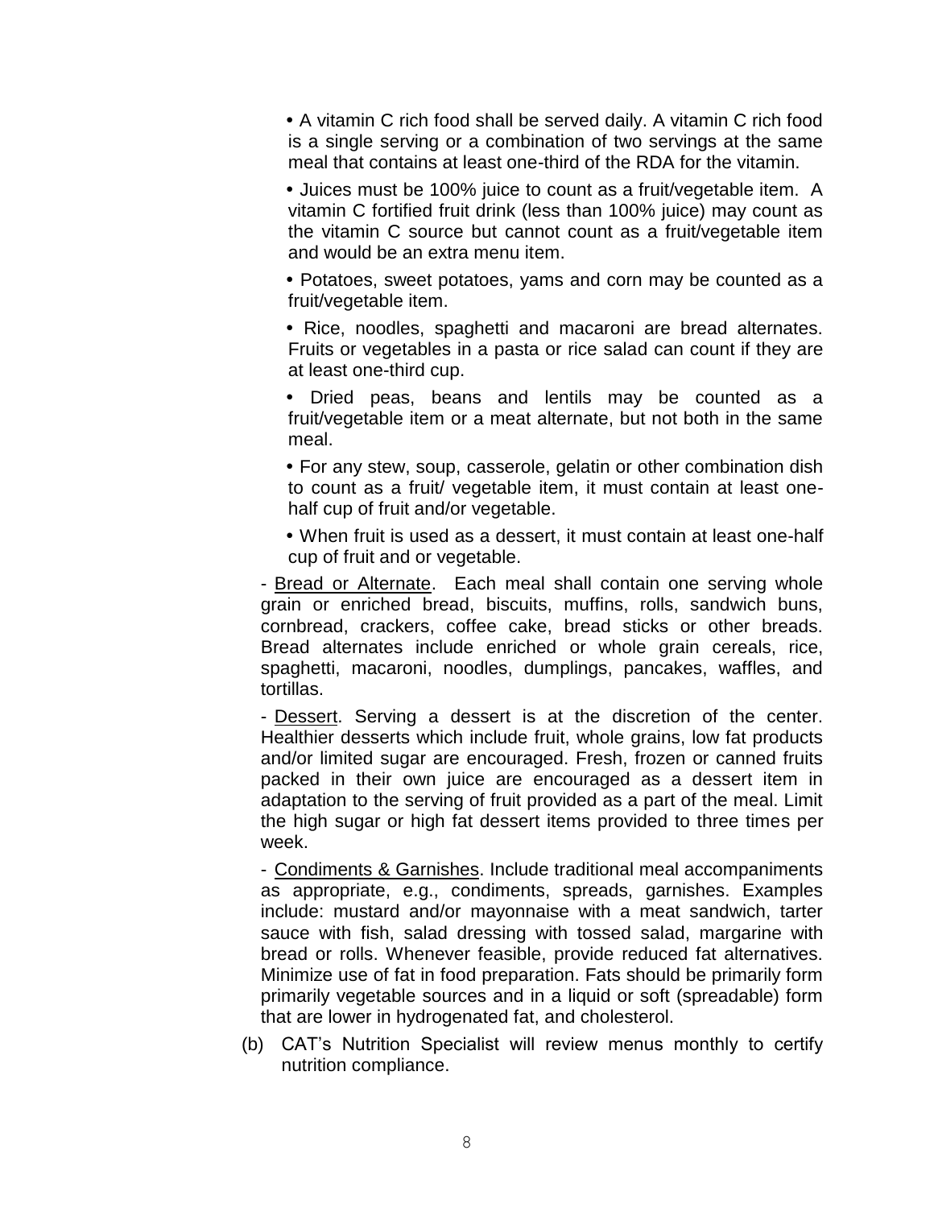- A vitamin C rich food shall be served daily. A vitamin C rich food is a single serving or a combination of two servings at the same meal that contains at least one-third of the RDA for the vitamin.
- Juices must be 100% juice to count as a fruit/vegetable item. A vitamin C fortified fruit drink (less than 100% juice) may count as the vitamin C source but cannot count as a fruit/vegetable item and would be an extra menu item.
- Potatoes, sweet potatoes, yams and corn may be counted as a fruit/vegetable item.
- Rice, noodles, spaghetti and macaroni are bread alternates. Fruits or vegetables in a pasta or rice salad can count if they are at least one-third cup.
- Dried peas, beans and lentils may be counted as a fruit/vegetable item or a meat alternate, but not both in the same meal.
- For any stew, soup, casserole, gelatin or other combination dish to count as a fruit/ vegetable item, it must contain at least one-half cup of fruit and/or vegetable.
- When fruit is used as a dessert, it must contain at least one-half cup of fruit and or vegetable.

\- Bread or Alternate. Each meal shall contain one serving whole grain or enriched bread, biscuits, muffins, rolls, sandwich buns, cornbread, crackers, coffee cake, bread sticks or other breads. Bread alternates include enriched or whole grain cereals, rice, spaghetti, macaroni, noodles, dumplings, pancakes, waffles, and tortillas.

\- Dessert. Serving a dessert is at the discretion of the center. Healthier desserts which include fruit, whole grains, low fat products and/or limited sugar are encouraged. Fresh, frozen or canned fruits packed in their own juice are encouraged as a dessert item in adaptation to the serving of fruit provided as a part of the meal. Limit the high sugar or high fat dessert items provided to three times per week.

\- Condiments & Garnishes. Include traditional meal accompaniments as appropriate, e.g., condiments, spreads, garnishes. Examples include: mustard and/or mayonnaise with a meat sandwich, tarter sauce with fish, salad dressing with tossed salad, margarine with bread or rolls. Whenever feasible, provide reduced fat alternatives. Minimize use of fat in food preparation. Fats should be primarily form primarily vegetable sources and in a liquid or soft (spreadable) form that are lower in hydrogenated fat, and cholesterol.

(b) CAT's Nutrition Specialist will review menus monthly to certify nutrition compliance.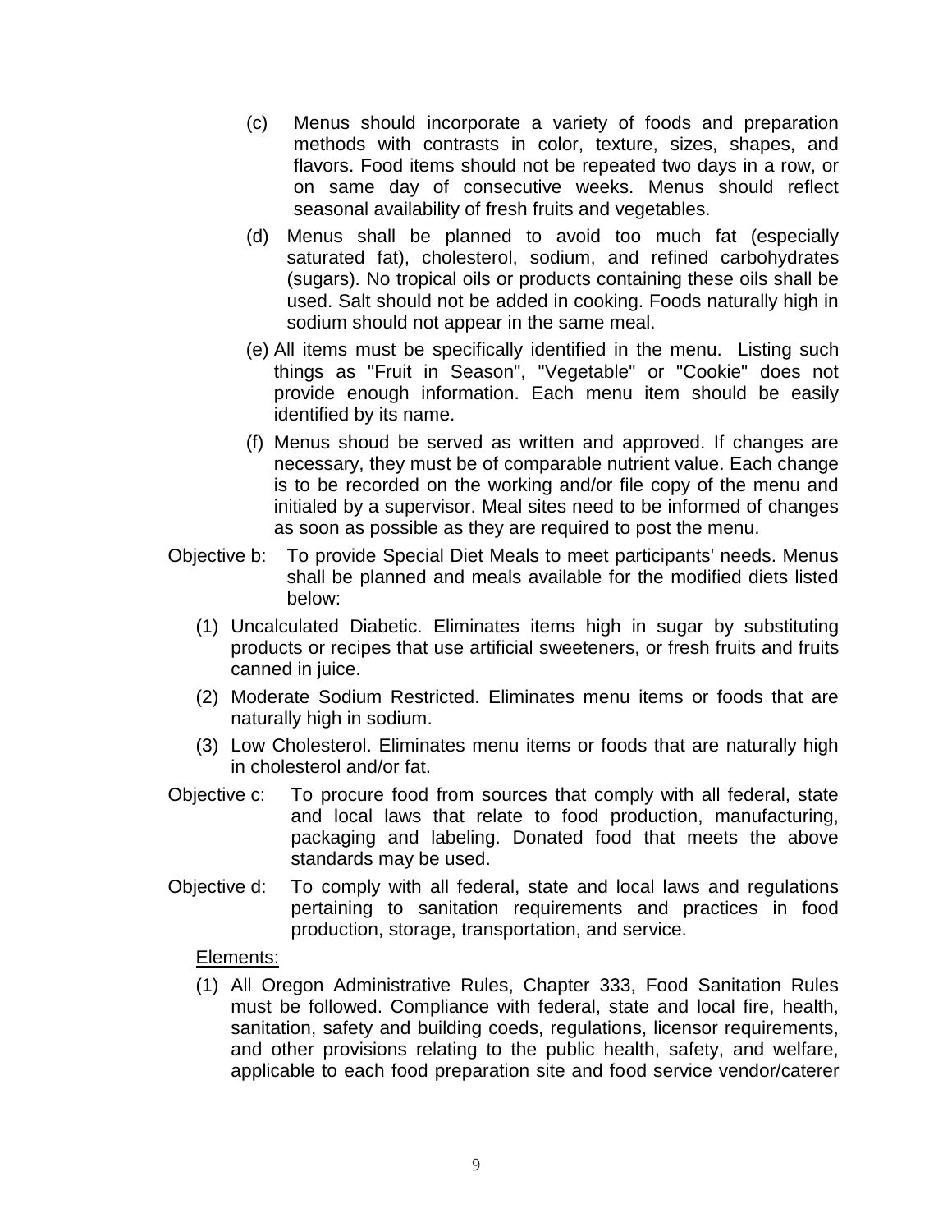(c) Menus should incorporate a variety of foods and preparation methods with contrasts in color, texture, sizes, shapes, and flavors. Food items should not be repeated two days in a row, or on same day of consecutive weeks. Menus should reflect seasonal availability of fresh fruits and vegetables.

(d) Menus shall be planned to avoid too much fat (especially saturated fat), cholesterol, sodium, and refined carbohydrates (sugars). No tropical oils or products containing these oils shall be used. Salt should not be added in cooking. Foods naturally high in sodium should not appear in the same meal.

(e) All items must be specifically identified in the menu. Listing such things as "Fruit in Season", "Vegetable" or "Cookie" does not provide enough information. Each menu item should be easily identified by its name.

(f) Menus shoud be served as written and approved. If changes are necessary, they must be of comparable nutrient value. Each change is to be recorded on the working and/or file copy of the menu and initialed by a supervisor. Meal sites need to be informed of changes as soon as possible as they are required to post the menu.

Objective b: To provide Special Diet Meals to meet participants' needs. Menus shall be planned and meals available for the modified diets listed below:

(1) Uncalculated Diabetic. Eliminates items high in sugar by substituting products or recipes that use artificial sweeteners, or fresh fruits and fruits canned in juice.

(2) Moderate Sodium Restricted. Eliminates menu items or foods that are naturally high in sodium.

(3) Low Cholesterol. Eliminates menu items or foods that are naturally high in cholesterol and/or fat.

Objective c: To procure food from sources that comply with all federal, state and local laws that relate to food production, manufacturing, packaging and labeling. Donated food that meets the above standards may be used.

Objective d: To comply with all federal, state and local laws and regulations pertaining to sanitation requirements and practices in food production, storage, transportation, and service.

Elements:

(1) All Oregon Administrative Rules, Chapter 333, Food Sanitation Rules must be followed. Compliance with federal, state and local fire, health, sanitation, safety and building coeds, regulations, licensor requirements, and other provisions relating to the public health, safety, and welfare, applicable to each food preparation site and food service vendor/caterer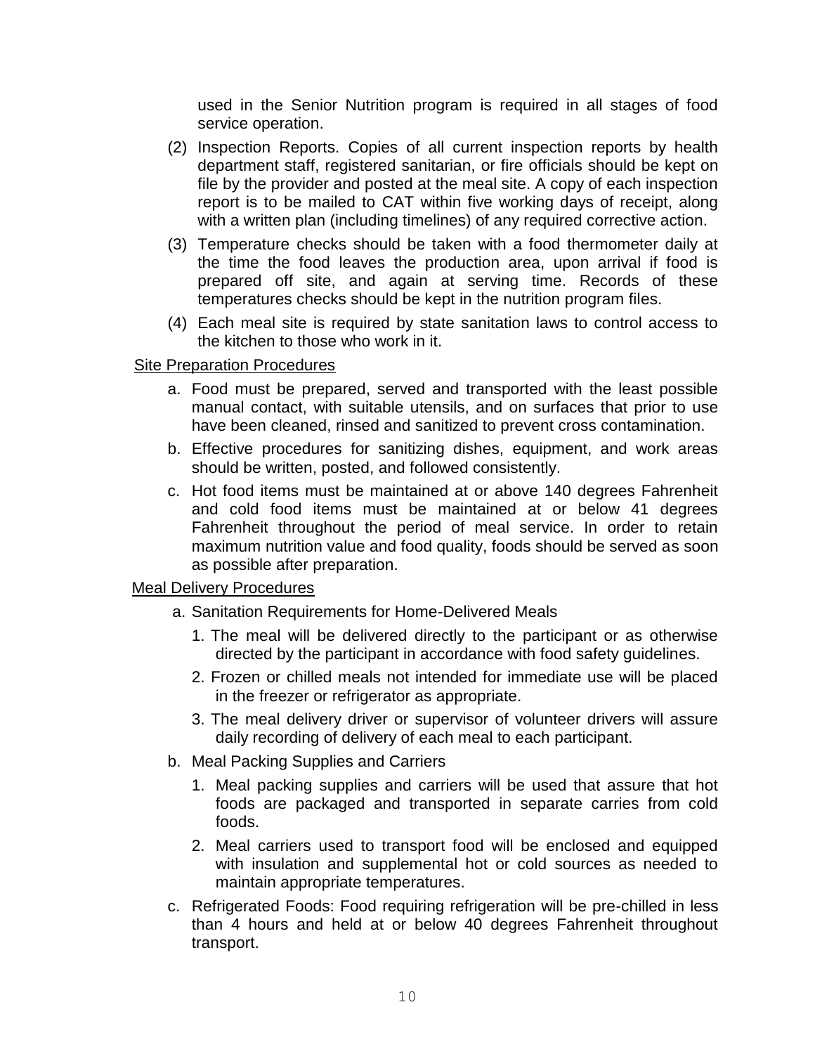used in the Senior Nutrition program is required in all stages of food service operation.

(2) Inspection Reports. Copies of all current inspection reports by health department staff, registered sanitarian, or fire officials should be kept on file by the provider and posted at the meal site. A copy of each inspection report is to be mailed to CAT within five working days of receipt, along with a written plan (including timelines) of any required corrective action.

(3) Temperature checks should be taken with a food thermometer daily at the time the food leaves the production area, upon arrival if food is prepared off site, and again at serving time. Records of these temperatures checks should be kept in the nutrition program files.

(4) Each meal site is required by state sanitation laws to control access to the kitchen to those who work in it.

<u>Site Preparation Procedures</u>

a. Food must be prepared, served and transported with the least possible manual contact, with suitable utensils, and on surfaces that prior to use have been cleaned, rinsed and sanitized to prevent cross contamination.

b. Effective procedures for sanitizing dishes, equipment, and work areas should be written, posted, and followed consistently.

c. Hot food items must be maintained at or above 140 degrees Fahrenheit and cold food items must be maintained at or below 41 degrees Fahrenheit throughout the period of meal service. In order to retain maximum nutrition value and food quality, foods should be served as soon as possible after preparation.

<u>Meal Delivery Procedures</u>

a. Sanitation Requirements for Home-Delivered Meals

   1. The meal will be delivered directly to the participant or as otherwise directed by the participant in accordance with food safety guidelines.

   2. Frozen or chilled meals not intended for immediate use will be placed in the freezer or refrigerator as appropriate.

   3. The meal delivery driver or supervisor of volunteer drivers will assure daily recording of delivery of each meal to each participant.

b. Meal Packing Supplies and Carriers

   1. Meal packing supplies and carriers will be used that assure that hot foods are packaged and transported in separate carries from cold foods.

   2. Meal carriers used to transport food will be enclosed and equipped with insulation and supplemental hot or cold sources as needed to maintain appropriate temperatures.

c. Refrigerated Foods: Food requiring refrigeration will be pre-chilled in less than 4 hours and held at or below 40 degrees Fahrenheit throughout transport.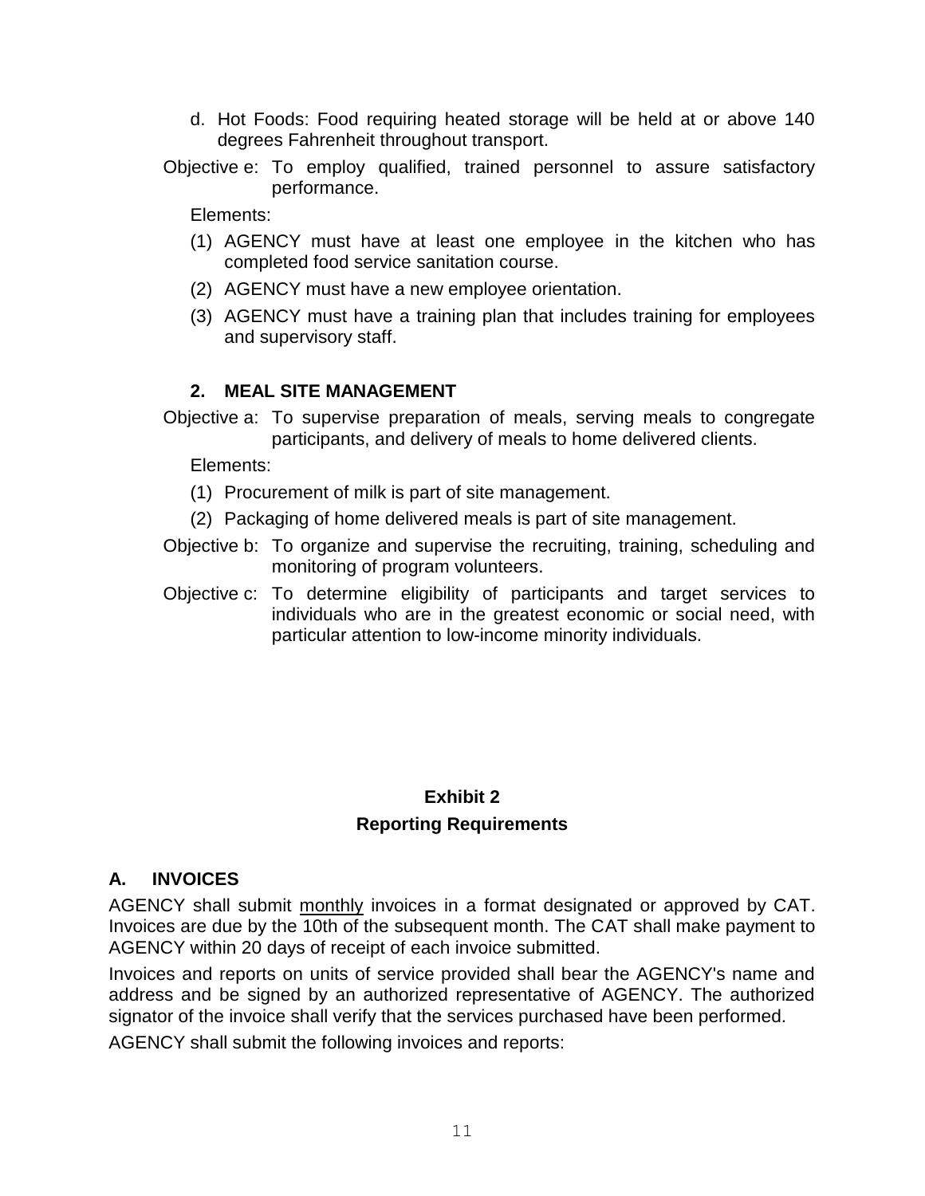d. Hot Foods: Food requiring heated storage will be held at or above 140 degrees Fahrenheit throughout transport.

Objective e: To employ qualified, trained personnel to assure satisfactory performance.

Elements:

(1) AGENCY must have at least one employee in the kitchen who has completed food service sanitation course.

(2) AGENCY must have a new employee orientation.

(3) AGENCY must have a training plan that includes training for employees and supervisory staff.

### 2. MEAL SITE MANAGEMENT

Objective a: To supervise preparation of meals, serving meals to congregate participants, and delivery of meals to home delivered clients.

Elements:

(1) Procurement of milk is part of site management.

(2) Packaging of home delivered meals is part of site management.

Objective b: To organize and supervise the recruiting, training, scheduling and monitoring of program volunteers.

Objective c: To determine eligibility of participants and target services to individuals who are in the greatest economic or social need, with particular attention to low-income minority individuals.

## Exhibit 2
## Reporting Requirements

### A. INVOICES

AGENCY shall submit monthly invoices in a format designated or approved by CAT. Invoices are due by the 10th of the subsequent month. The CAT shall make payment to AGENCY within 20 days of receipt of each invoice submitted.

Invoices and reports on units of service provided shall bear the AGENCY's name and address and be signed by an authorized representative of AGENCY. The authorized signator of the invoice shall verify that the services purchased have been performed.

AGENCY shall submit the following invoices and reports: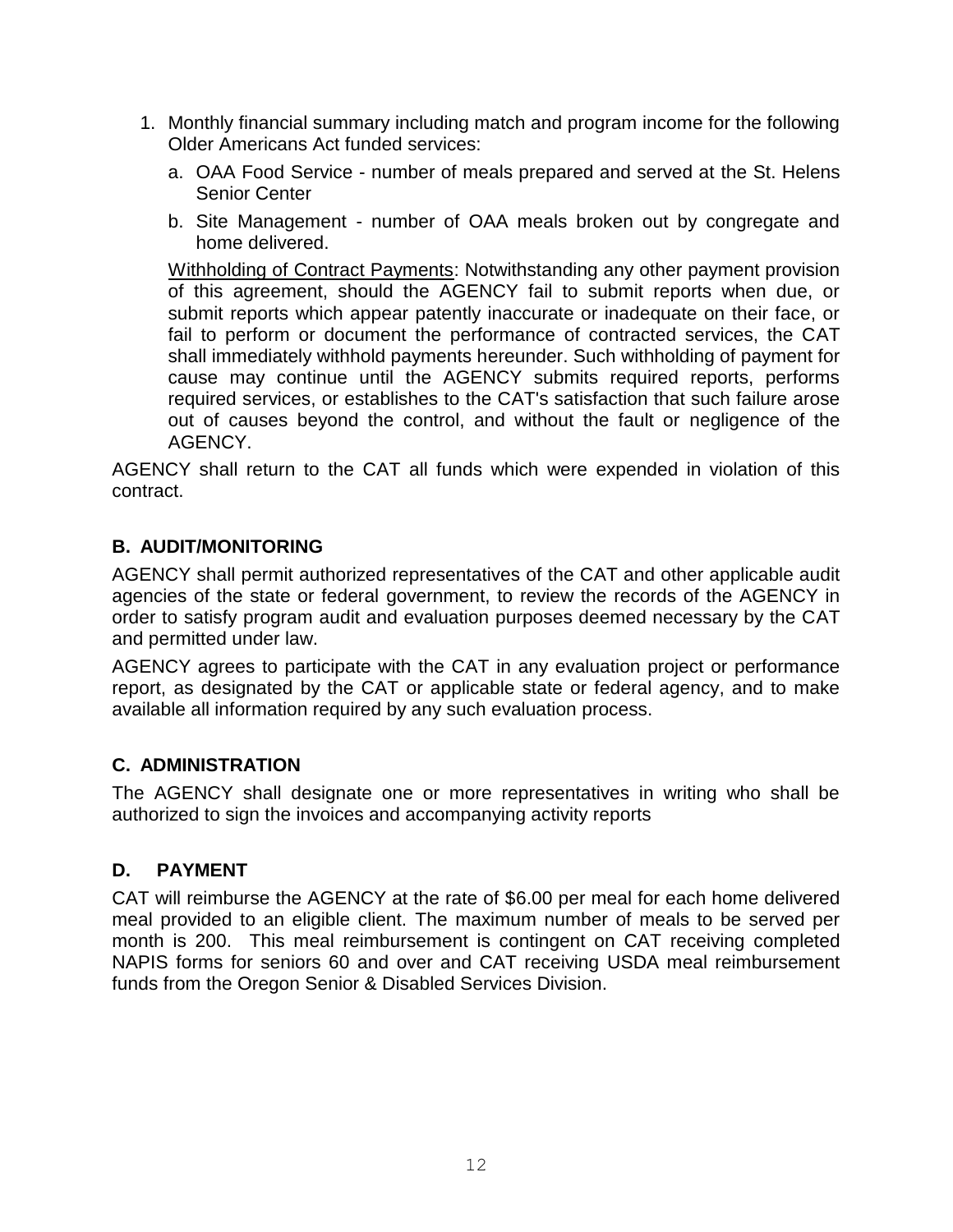1. Monthly financial summary including match and program income for the following Older Americans Act funded services:
   a. OAA Food Service - number of meals prepared and served at the St. Helens Senior Center
   b. Site Management - number of OAA meals broken out by congregate and home delivered.

   Withholding of Contract Payments: Notwithstanding any other payment provision of this agreement, should the AGENCY fail to submit reports when due, or submit reports which appear patently inaccurate or inadequate on their face, or fail to perform or document the performance of contracted services, the CAT shall immediately withhold payments hereunder. Such withholding of payment for cause may continue until the AGENCY submits required reports, performs required services, or establishes to the CAT's satisfaction that such failure arose out of causes beyond the control, and without the fault or negligence of the AGENCY.

AGENCY shall return to the CAT all funds which were expended in violation of this contract.

### B. AUDIT/MONITORING

AGENCY shall permit authorized representatives of the CAT and other applicable audit agencies of the state or federal government, to review the records of the AGENCY in order to satisfy program audit and evaluation purposes deemed necessary by the CAT and permitted under law.

AGENCY agrees to participate with the CAT in any evaluation project or performance report, as designated by the CAT or applicable state or federal agency, and to make available all information required by any such evaluation process.

### C. ADMINISTRATION

The AGENCY shall designate one or more representatives in writing who shall be authorized to sign the invoices and accompanying activity reports

### D. PAYMENT

CAT will reimburse the AGENCY at the rate of $6.00 per meal for each home delivered meal provided to an eligible client. The maximum number of meals to be served per month is 200. This meal reimbursement is contingent on CAT receiving completed NAPIS forms for seniors 60 and over and CAT receiving USDA meal reimbursement funds from the Oregon Senior & Disabled Services Division.